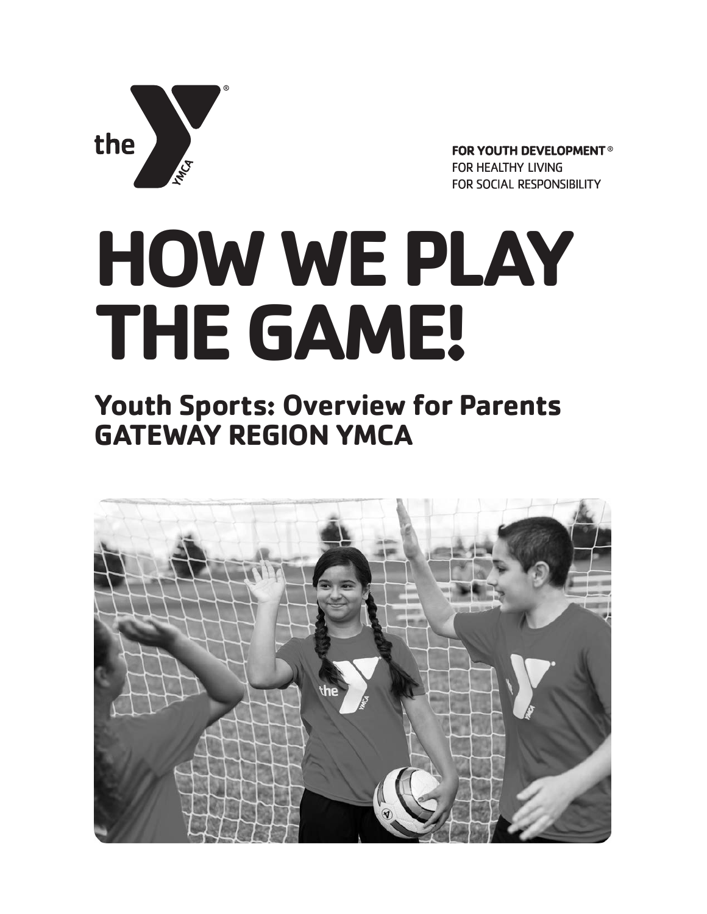the YMCA

**FOR YOUTH DEVELOPMENT**®
FOR HEALTHY LIVING
FOR SOCIAL RESPONSIBILITY

# HOW WE PLAY THE GAME!

## Youth Sports: Overview for Parents
## GATEWAY REGION YMCA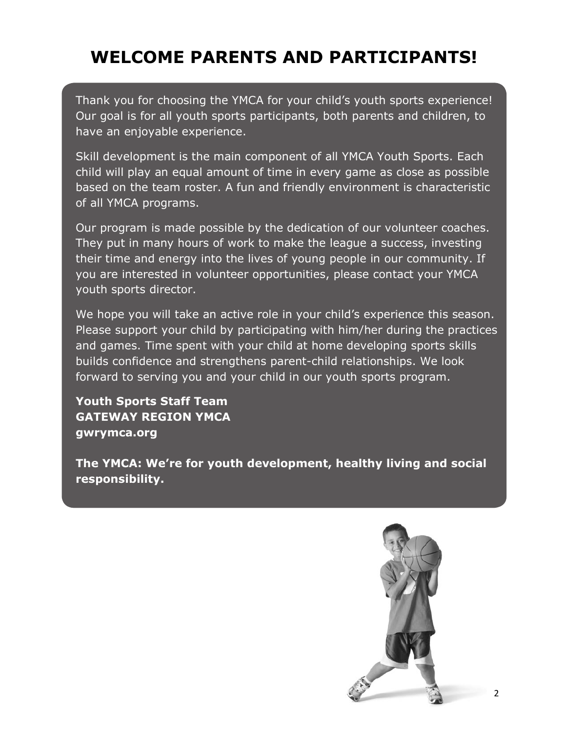# WELCOME PARENTS AND PARTICIPANTS!

Thank you for choosing the YMCA for your child's youth sports experience! Our goal is for all youth sports participants, both parents and children, to have an enjoyable experience.

Skill development is the main component of all YMCA Youth Sports. Each child will play an equal amount of time in every game as close as possible based on the team roster. A fun and friendly environment is characteristic of all YMCA programs.

Our program is made possible by the dedication of our volunteer coaches. They put in many hours of work to make the league a success, investing their time and energy into the lives of young people in our community. If you are interested in volunteer opportunities, please contact your YMCA youth sports director.

We hope you will take an active role in your child's experience this season. Please support your child by participating with him/her during the practices and games. Time spent with your child at home developing sports skills builds confidence and strengthens parent-child relationships. We look forward to serving you and your child in our youth sports program.

**Youth Sports Staff Team**
**GATEWAY REGION YMCA**
**gwrymca.org**

**The YMCA: We're for youth development, healthy living and social responsibility.**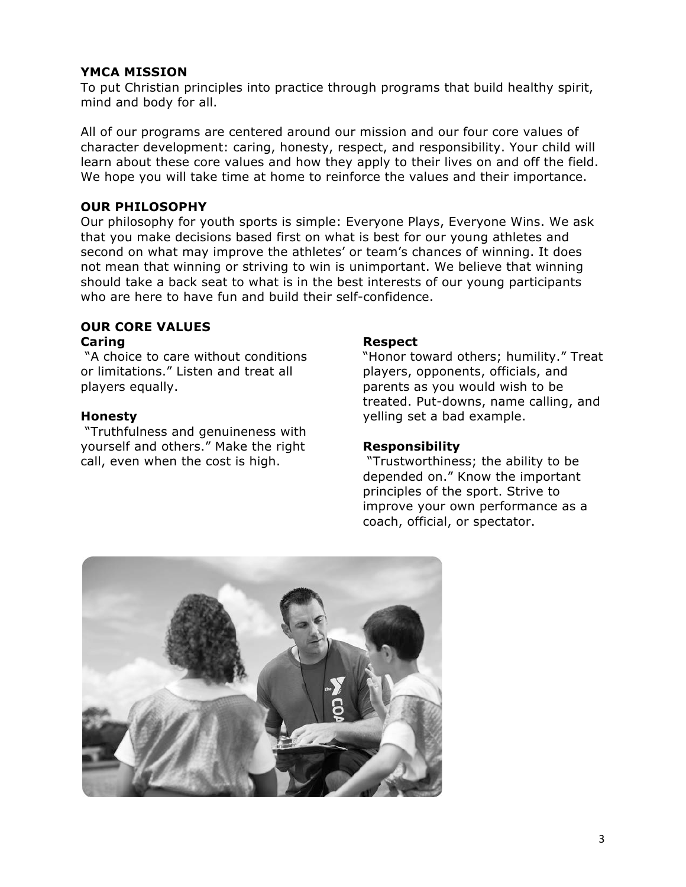## YMCA MISSION

To put Christian principles into practice through programs that build healthy spirit, mind and body for all.

All of our programs are centered around our mission and our four core values of character development: caring, honesty, respect, and responsibility. Your child will learn about these core values and how they apply to their lives on and off the field. We hope you will take time at home to reinforce the values and their importance.

## OUR PHILOSOPHY

Our philosophy for youth sports is simple: Everyone Plays, Everyone Wins. We ask that you make decisions based first on what is best for our young athletes and second on what may improve the athletes' or team's chances of winning. It does not mean that winning or striving to win is unimportant. We believe that winning should take a back seat to what is in the best interests of our young participants who are here to have fun and build their self-confidence.

## OUR CORE VALUES

### Caring

"A choice to care without conditions or limitations." Listen and treat all players equally.

### Honesty

"Truthfulness and genuineness with yourself and others." Make the right call, even when the cost is high.

### Respect

"Honor toward others; humility." Treat players, opponents, officials, and parents as you would wish to be treated. Put-downs, name calling, and yelling set a bad example.

### Responsibility

"Trustworthiness; the ability to be depended on." Know the important principles of the sport. Strive to improve your own performance as a coach, official, or spectator.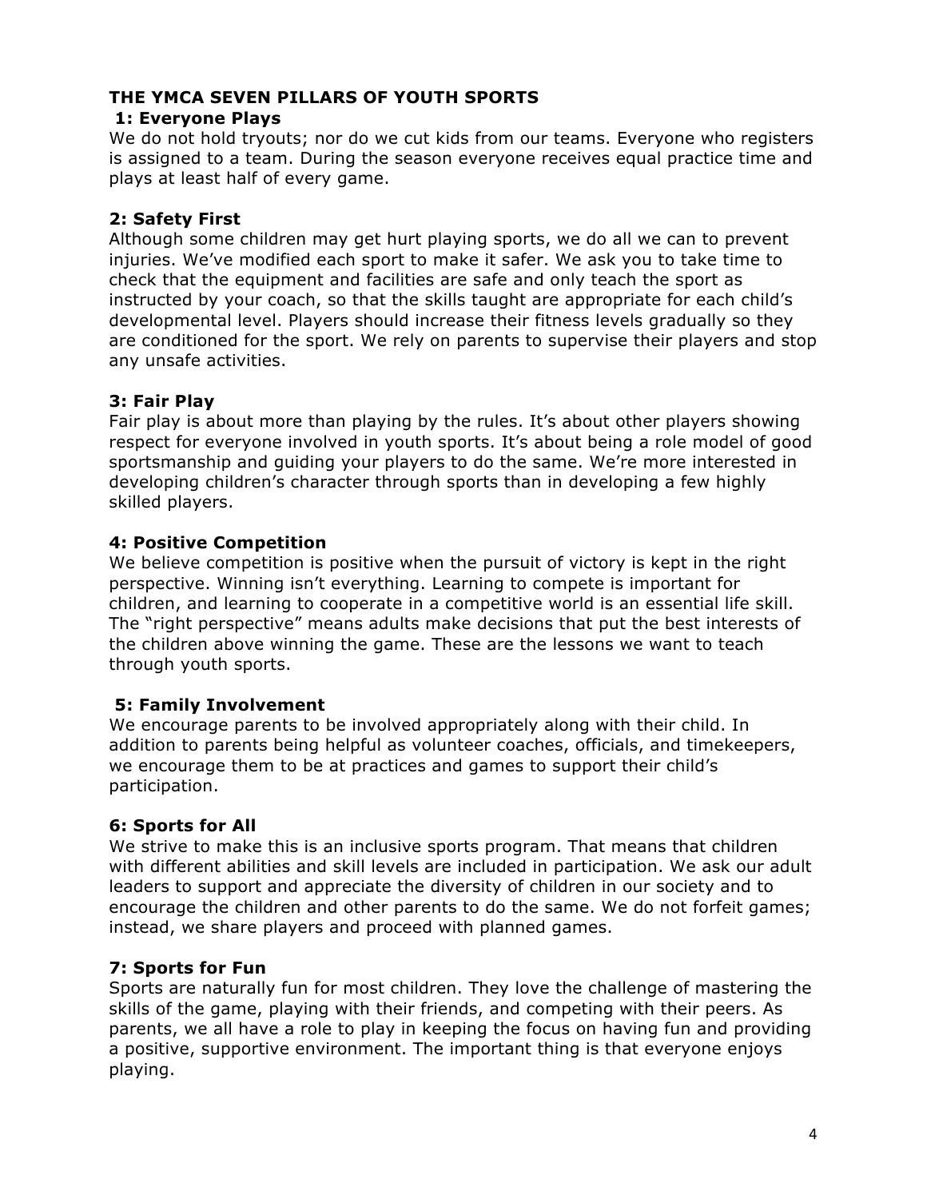## THE YMCA SEVEN PILLARS OF YOUTH SPORTS

### 1: Everyone Plays

We do not hold tryouts; nor do we cut kids from our teams. Everyone who registers is assigned to a team. During the season everyone receives equal practice time and plays at least half of every game.

### 2: Safety First

Although some children may get hurt playing sports, we do all we can to prevent injuries. We've modified each sport to make it safer. We ask you to take time to check that the equipment and facilities are safe and only teach the sport as instructed by your coach, so that the skills taught are appropriate for each child's developmental level. Players should increase their fitness levels gradually so they are conditioned for the sport. We rely on parents to supervise their players and stop any unsafe activities.

### 3: Fair Play

Fair play is about more than playing by the rules. It's about other players showing respect for everyone involved in youth sports. It's about being a role model of good sportsmanship and guiding your players to do the same. We're more interested in developing children's character through sports than in developing a few highly skilled players.

### 4: Positive Competition

We believe competition is positive when the pursuit of victory is kept in the right perspective. Winning isn't everything. Learning to compete is important for children, and learning to cooperate in a competitive world is an essential life skill. The "right perspective" means adults make decisions that put the best interests of the children above winning the game. These are the lessons we want to teach through youth sports.

### 5: Family Involvement

We encourage parents to be involved appropriately along with their child. In addition to parents being helpful as volunteer coaches, officials, and timekeepers, we encourage them to be at practices and games to support their child's participation.

### 6: Sports for All

We strive to make this is an inclusive sports program. That means that children with different abilities and skill levels are included in participation. We ask our adult leaders to support and appreciate the diversity of children in our society and to encourage the children and other parents to do the same. We do not forfeit games; instead, we share players and proceed with planned games.

### 7: Sports for Fun

Sports are naturally fun for most children. They love the challenge of mastering the skills of the game, playing with their friends, and competing with their peers. As parents, we all have a role to play in keeping the focus on having fun and providing a positive, supportive environment. The important thing is that everyone enjoys playing.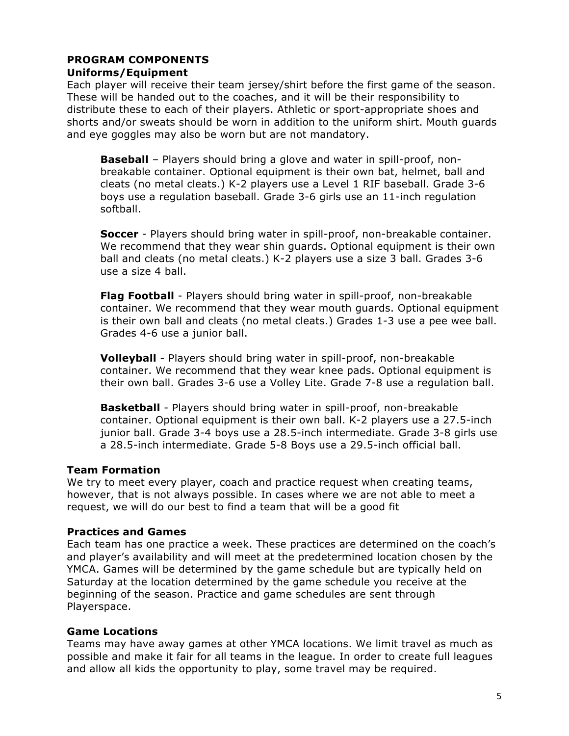## PROGRAM COMPONENTS

### Uniforms/Equipment

Each player will receive their team jersey/shirt before the first game of the season. These will be handed out to the coaches, and it will be their responsibility to distribute these to each of their players. Athletic or sport-appropriate shoes and shorts and/or sweats should be worn in addition to the uniform shirt. Mouth guards and eye goggles may also be worn but are not mandatory.

**Baseball** – Players should bring a glove and water in spill-proof, non-breakable container. Optional equipment is their own bat, helmet, ball and cleats (no metal cleats.) K-2 players use a Level 1 RIF baseball. Grade 3-6 boys use a regulation baseball. Grade 3-6 girls use an 11-inch regulation softball.

**Soccer** - Players should bring water in spill-proof, non-breakable container. We recommend that they wear shin guards. Optional equipment is their own ball and cleats (no metal cleats.) K-2 players use a size 3 ball. Grades 3-6 use a size 4 ball.

**Flag Football** - Players should bring water in spill-proof, non-breakable container. We recommend that they wear mouth guards. Optional equipment is their own ball and cleats (no metal cleats.) Grades 1-3 use a pee wee ball. Grades 4-6 use a junior ball.

**Volleyball** - Players should bring water in spill-proof, non-breakable container. We recommend that they wear knee pads. Optional equipment is their own ball. Grades 3-6 use a Volley Lite. Grade 7-8 use a regulation ball.

**Basketball** - Players should bring water in spill-proof, non-breakable container. Optional equipment is their own ball. K-2 players use a 27.5-inch junior ball. Grade 3-4 boys use a 28.5-inch intermediate. Grade 3-8 girls use a 28.5-inch intermediate. Grade 5-8 Boys use a 29.5-inch official ball.

### Team Formation

We try to meet every player, coach and practice request when creating teams, however, that is not always possible. In cases where we are not able to meet a request, we will do our best to find a team that will be a good fit

### Practices and Games

Each team has one practice a week. These practices are determined on the coach's and player's availability and will meet at the predetermined location chosen by the YMCA. Games will be determined by the game schedule but are typically held on Saturday at the location determined by the game schedule you receive at the beginning of the season. Practice and game schedules are sent through Playerspace.

### Game Locations

Teams may have away games at other YMCA locations. We limit travel as much as possible and make it fair for all teams in the league. In order to create full leagues and allow all kids the opportunity to play, some travel may be required.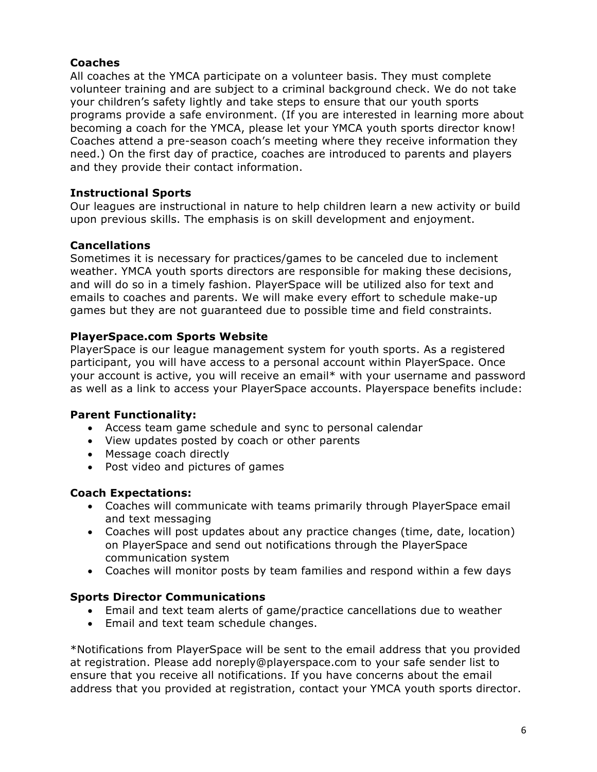**Coaches**
All coaches at the YMCA participate on a volunteer basis. They must complete volunteer training and are subject to a criminal background check. We do not take your children's safety lightly and take steps to ensure that our youth sports programs provide a safe environment. (If you are interested in learning more about becoming a coach for the YMCA, please let your YMCA youth sports director know! Coaches attend a pre-season coach's meeting where they receive information they need.) On the first day of practice, coaches are introduced to parents and players and they provide their contact information.

**Instructional Sports**
Our leagues are instructional in nature to help children learn a new activity or build upon previous skills. The emphasis is on skill development and enjoyment.

**Cancellations**
Sometimes it is necessary for practices/games to be canceled due to inclement weather. YMCA youth sports directors are responsible for making these decisions, and will do so in a timely fashion. PlayerSpace will be utilized also for text and emails to coaches and parents. We will make every effort to schedule make-up games but they are not guaranteed due to possible time and field constraints.

**PlayerSpace.com Sports Website**
PlayerSpace is our league management system for youth sports. As a registered participant, you will have access to a personal account within PlayerSpace. Once your account is active, you will receive an email* with your username and password as well as a link to access your PlayerSpace accounts. Playerspace benefits include:

**Parent Functionality:**

- Access team game schedule and sync to personal calendar
- View updates posted by coach or other parents
- Message coach directly
- Post video and pictures of games

**Coach Expectations:**

- Coaches will communicate with teams primarily through PlayerSpace email and text messaging
- Coaches will post updates about any practice changes (time, date, location) on PlayerSpace and send out notifications through the PlayerSpace communication system
- Coaches will monitor posts by team families and respond within a few days

**Sports Director Communications**

- Email and text team alerts of game/practice cancellations due to weather
- Email and text team schedule changes.

*Notifications from PlayerSpace will be sent to the email address that you provided at registration. Please add noreply@playerspace.com to your safe sender list to ensure that you receive all notifications. If you have concerns about the email address that you provided at registration, contact your YMCA youth sports director.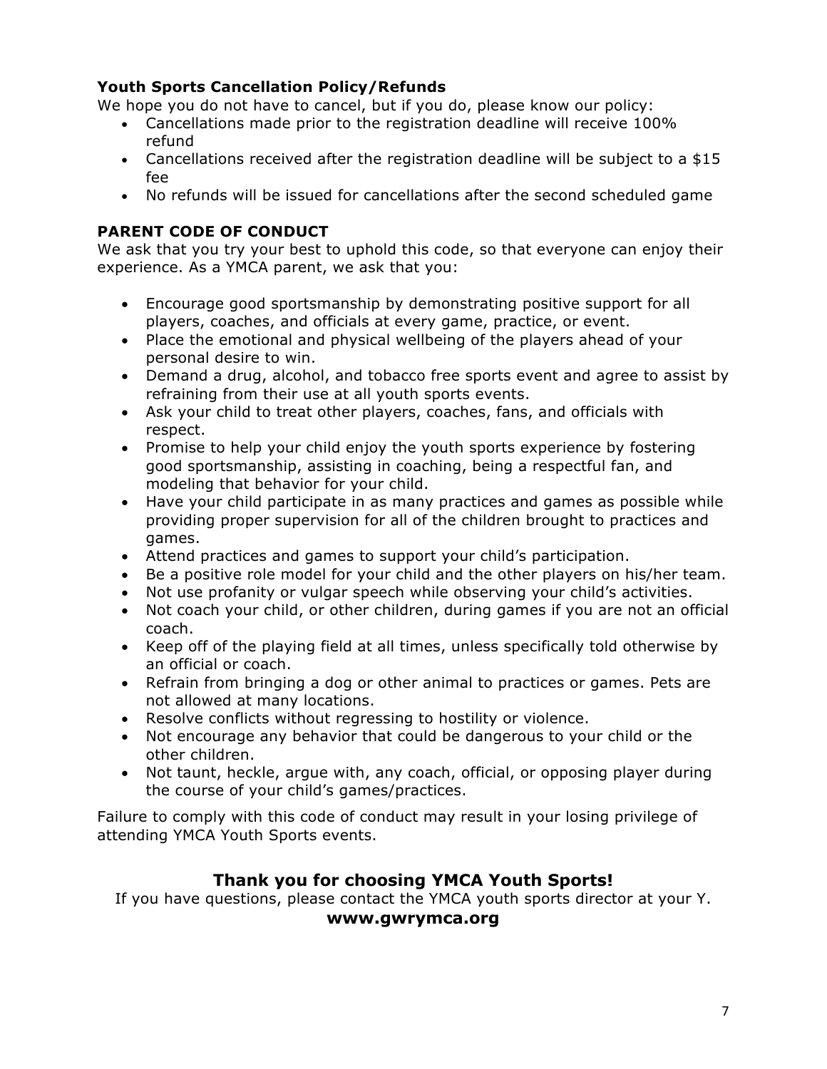### Youth Sports Cancellation Policy/Refunds

We hope you do not have to cancel, but if you do, please know our policy:

- Cancellations made prior to the registration deadline will receive 100% refund
- Cancellations received after the registration deadline will be subject to a $15 fee
- No refunds will be issued for cancellations after the second scheduled game

### PARENT CODE OF CONDUCT

We ask that you try your best to uphold this code, so that everyone can enjoy their experience. As a YMCA parent, we ask that you:

- Encourage good sportsmanship by demonstrating positive support for all players, coaches, and officials at every game, practice, or event.
- Place the emotional and physical wellbeing of the players ahead of your personal desire to win.
- Demand a drug, alcohol, and tobacco free sports event and agree to assist by refraining from their use at all youth sports events.
- Ask your child to treat other players, coaches, fans, and officials with respect.
- Promise to help your child enjoy the youth sports experience by fostering good sportsmanship, assisting in coaching, being a respectful fan, and modeling that behavior for your child.
- Have your child participate in as many practices and games as possible while providing proper supervision for all of the children brought to practices and games.
- Attend practices and games to support your child's participation.
- Be a positive role model for your child and the other players on his/her team.
- Not use profanity or vulgar speech while observing your child's activities.
- Not coach your child, or other children, during games if you are not an official coach.
- Keep off of the playing field at all times, unless specifically told otherwise by an official or coach.
- Refrain from bringing a dog or other animal to practices or games. Pets are not allowed at many locations.
- Resolve conflicts without regressing to hostility or violence.
- Not encourage any behavior that could be dangerous to your child or the other children.
- Not taunt, heckle, argue with, any coach, official, or opposing player during the course of your child's games/practices.

Failure to comply with this code of conduct may result in your losing privilege of attending YMCA Youth Sports events.

## Thank you for choosing YMCA Youth Sports!

If you have questions, please contact the YMCA youth sports director at your Y.

**www.gwrymca.org**